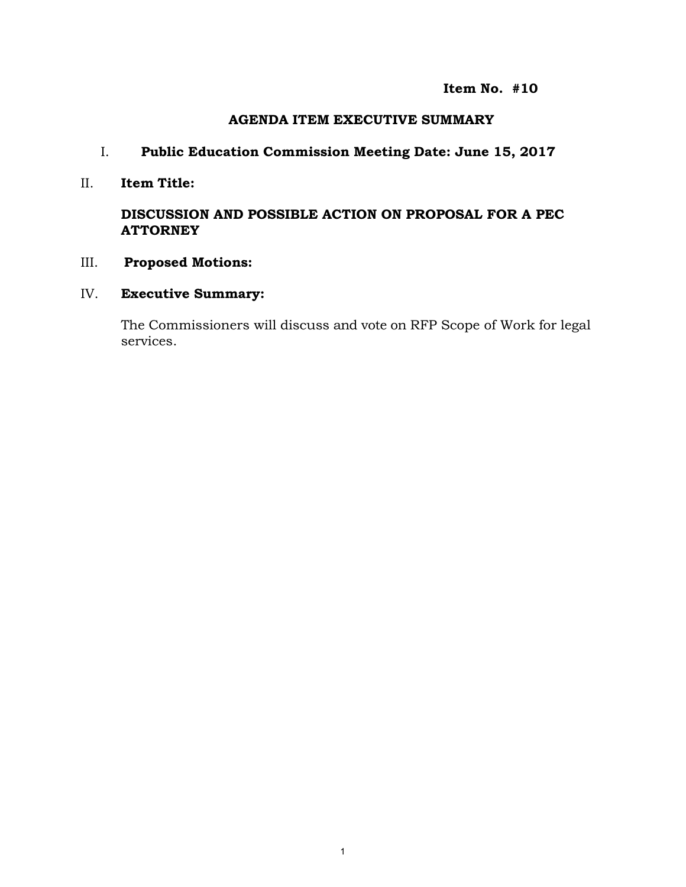**Item No. #10**

## AGENDA ITEM EXECUTIVE SUMMARY

I. **Public Education Commission Meeting Date: June 15, 2017**

II. **Item Title:**

**DISCUSSION AND POSSIBLE ACTION ON PROPOSAL FOR A PEC ATTORNEY**

III. **Proposed Motions:**

IV. **Executive Summary:**

The Commissioners will discuss and vote on RFP Scope of Work for legal services.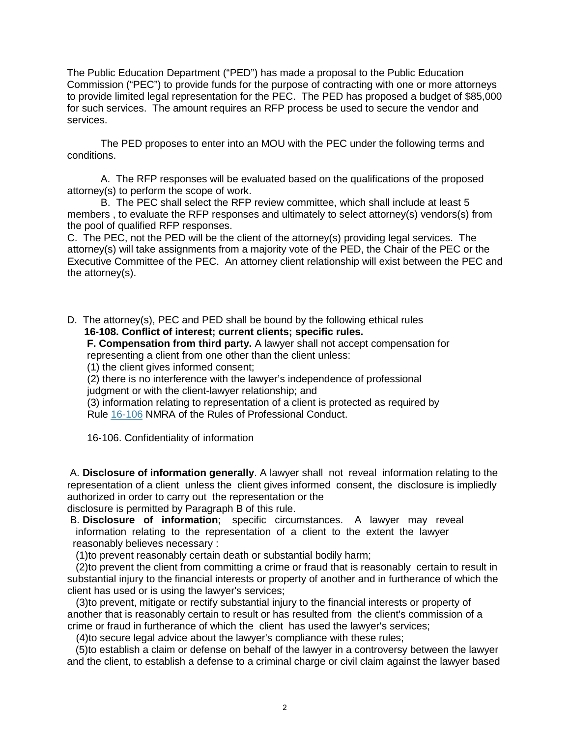The Public Education Department ("PED") has made a proposal to the Public Education Commission ("PEC") to provide funds for the purpose of contracting with one or more attorneys to provide limited legal representation for the PEC. The PED has proposed a budget of $85,000 for such services. The amount requires an RFP process be used to secure the vendor and services.

The PED proposes to enter into an MOU with the PEC under the following terms and conditions.

A. The RFP responses will be evaluated based on the qualifications of the proposed attorney(s) to perform the scope of work.

B. The PEC shall select the RFP review committee, which shall include at least 5 members , to evaluate the RFP responses and ultimately to select attorney(s) vendors(s) from the pool of qualified RFP responses.

C. The PEC, not the PED will be the client of the attorney(s) providing legal services. The attorney(s) will take assignments from a majority vote of the PED, the Chair of the PEC or the Executive Committee of the PEC. An attorney client relationship will exist between the PEC and the attorney(s).

D. The attorney(s), PEC and PED shall be bound by the following ethical rules

**16-108. Conflict of interest; current clients; specific rules.**

**F. Compensation from third party.** A lawyer shall not accept compensation for representing a client from one other than the client unless:

(1) the client gives informed consent;

(2) there is no interference with the lawyer's independence of professional judgment or with the client-lawyer relationship; and

(3) information relating to representation of a client is protected as required by Rule 16-106 NMRA of the Rules of Professional Conduct.

16-106. Confidentiality of information

A. **Disclosure of information generally**. A lawyer shall not reveal information relating to the representation of a client unless the client gives informed consent, the disclosure is impliedly authorized in order to carry out the representation or the disclosure is permitted by Paragraph B of this rule.

B. **Disclosure of information**; specific circumstances. A lawyer may reveal information relating to the representation of a client to the extent the lawyer reasonably believes necessary :

(1)to prevent reasonably certain death or substantial bodily harm;

(2)to prevent the client from committing a crime or fraud that is reasonably certain to result in substantial injury to the financial interests or property of another and in furtherance of which the client has used or is using the lawyer's services;

(3)to prevent, mitigate or rectify substantial injury to the financial interests or property of another that is reasonably certain to result or has resulted from the client's commission of a crime or fraud in furtherance of which the client has used the lawyer's services;

(4)to secure legal advice about the lawyer's compliance with these rules;

(5)to establish a claim or defense on behalf of the lawyer in a controversy between the lawyer and the client, to establish a defense to a criminal charge or civil claim against the lawyer based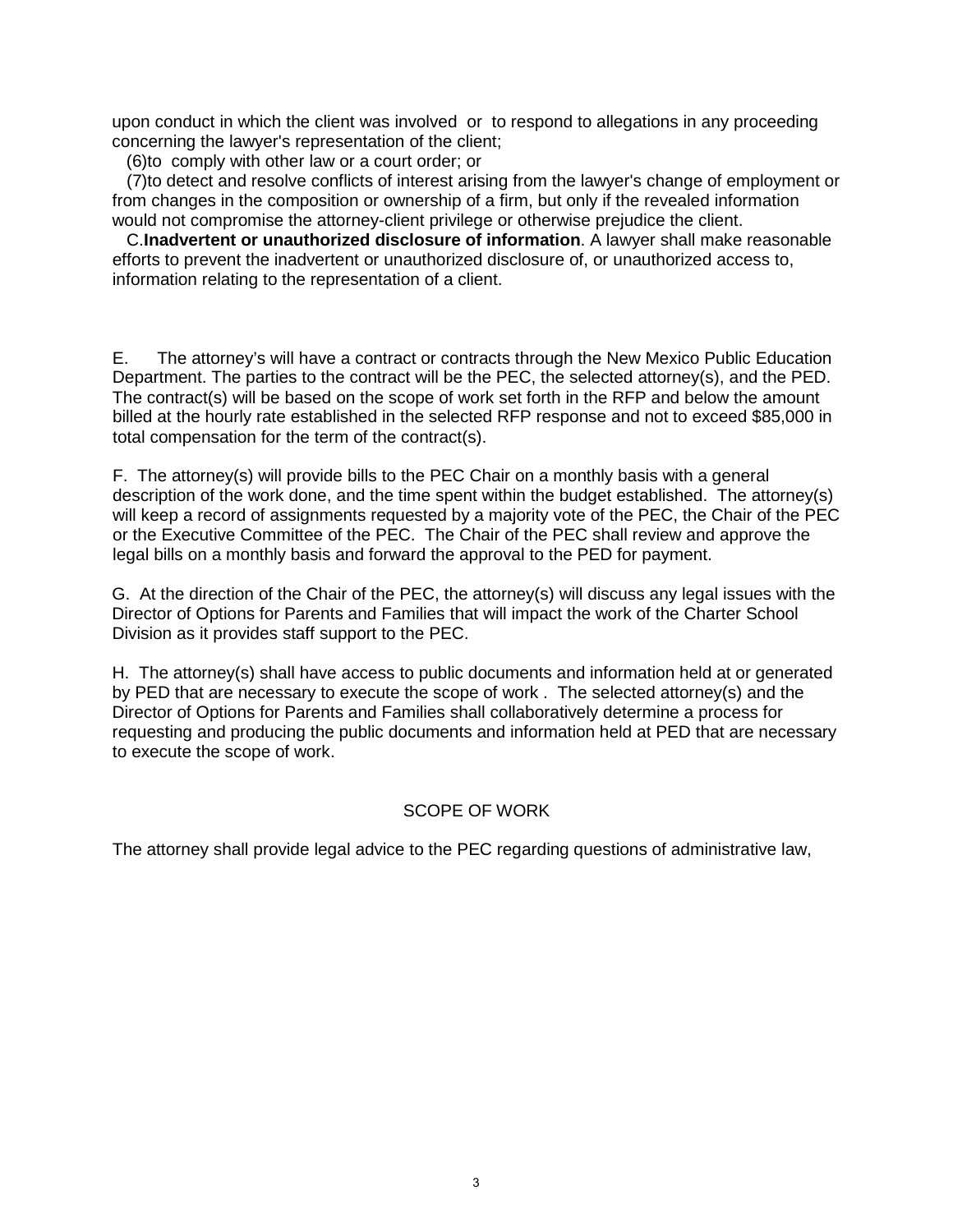upon conduct in which the client was involved or to respond to allegations in any proceeding concerning the lawyer's representation of the client;

(6)to comply with other law or a court order; or

(7)to detect and resolve conflicts of interest arising from the lawyer's change of employment or from changes in the composition or ownership of a firm, but only if the revealed information would not compromise the attorney-client privilege or otherwise prejudice the client.

C.**Inadvertent or unauthorized disclosure of information**. A lawyer shall make reasonable efforts to prevent the inadvertent or unauthorized disclosure of, or unauthorized access to, information relating to the representation of a client.

E. The attorney's will have a contract or contracts through the New Mexico Public Education Department. The parties to the contract will be the PEC, the selected attorney(s), and the PED. The contract(s) will be based on the scope of work set forth in the RFP and below the amount billed at the hourly rate established in the selected RFP response and not to exceed $85,000 in total compensation for the term of the contract(s).

F. The attorney(s) will provide bills to the PEC Chair on a monthly basis with a general description of the work done, and the time spent within the budget established. The attorney(s) will keep a record of assignments requested by a majority vote of the PEC, the Chair of the PEC or the Executive Committee of the PEC. The Chair of the PEC shall review and approve the legal bills on a monthly basis and forward the approval to the PED for payment.

G. At the direction of the Chair of the PEC, the attorney(s) will discuss any legal issues with the Director of Options for Parents and Families that will impact the work of the Charter School Division as it provides staff support to the PEC.

H. The attorney(s) shall have access to public documents and information held at or generated by PED that are necessary to execute the scope of work . The selected attorney(s) and the Director of Options for Parents and Families shall collaboratively determine a process for requesting and producing the public documents and information held at PED that are necessary to execute the scope of work.

## SCOPE OF WORK

The attorney shall provide legal advice to the PEC regarding questions of administrative law,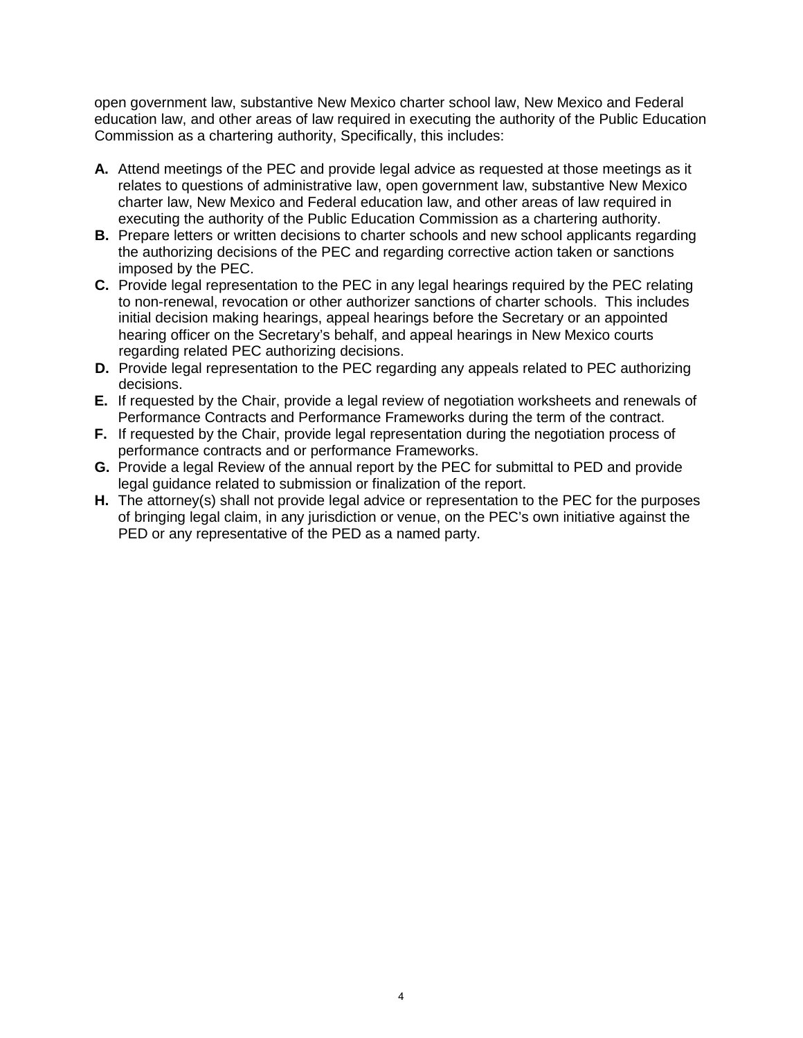open government law, substantive New Mexico charter school law, New Mexico and Federal education law, and other areas of law required in executing the authority of the Public Education Commission as a chartering authority, Specifically, this includes:

**A.** Attend meetings of the PEC and provide legal advice as requested at those meetings as it relates to questions of administrative law, open government law, substantive New Mexico charter law, New Mexico and Federal education law, and other areas of law required in executing the authority of the Public Education Commission as a chartering authority.

**B.** Prepare letters or written decisions to charter schools and new school applicants regarding the authorizing decisions of the PEC and regarding corrective action taken or sanctions imposed by the PEC.

**C.** Provide legal representation to the PEC in any legal hearings required by the PEC relating to non-renewal, revocation or other authorizer sanctions of charter schools. This includes initial decision making hearings, appeal hearings before the Secretary or an appointed hearing officer on the Secretary's behalf, and appeal hearings in New Mexico courts regarding related PEC authorizing decisions.

**D.** Provide legal representation to the PEC regarding any appeals related to PEC authorizing decisions.

**E.** If requested by the Chair, provide a legal review of negotiation worksheets and renewals of Performance Contracts and Performance Frameworks during the term of the contract.

**F.** If requested by the Chair, provide legal representation during the negotiation process of performance contracts and or performance Frameworks.

**G.** Provide a legal Review of the annual report by the PEC for submittal to PED and provide legal guidance related to submission or finalization of the report.

**H.** The attorney(s) shall not provide legal advice or representation to the PEC for the purposes of bringing legal claim, in any jurisdiction or venue, on the PEC's own initiative against the PED or any representative of the PED as a named party.